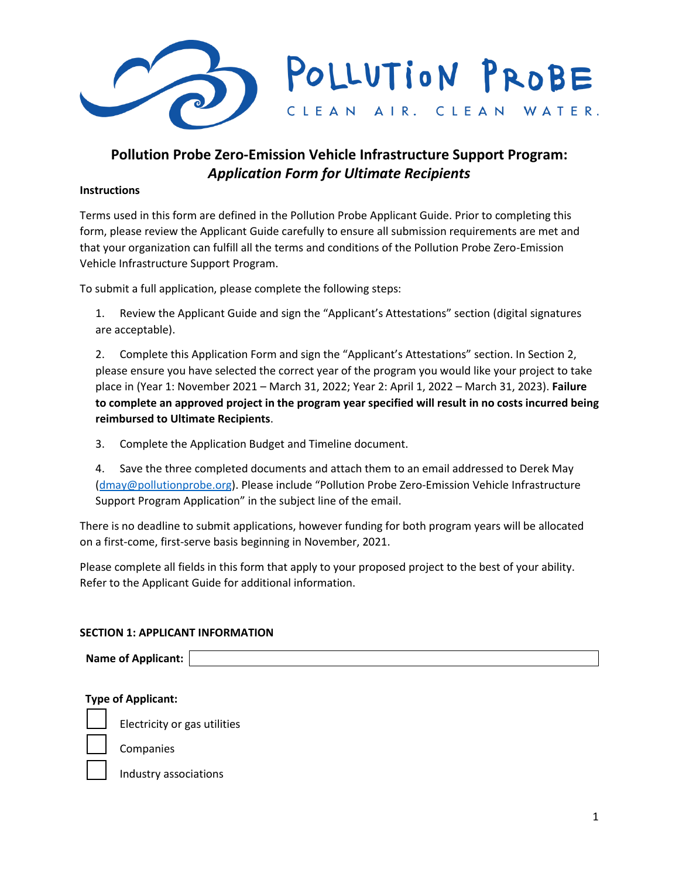POLLUTION PROBE

CLEAN AIR. CLEAN WATER.

# Pollution Probe Zero-Emission Vehicle Infrastructure Support Program: *Application Form for Ultimate Recipients*

**Instructions**

Terms used in this form are defined in the Pollution Probe Applicant Guide. Prior to completing this form, please review the Applicant Guide carefully to ensure all submission requirements are met and that your organization can fulfill all the terms and conditions of the Pollution Probe Zero-Emission Vehicle Infrastructure Support Program.

To submit a full application, please complete the following steps:

1. Review the Applicant Guide and sign the "Applicant's Attestations" section (digital signatures are acceptable).

2. Complete this Application Form and sign the "Applicant's Attestations" section. In Section 2, please ensure you have selected the correct year of the program you would like your project to take place in (Year 1: November 2021 – March 31, 2022; Year 2: April 1, 2022 – March 31, 2023). **Failure to complete an approved project in the program year specified will result in no costs incurred being reimbursed to Ultimate Recipients**.

3. Complete the Application Budget and Timeline document.

4. Save the three completed documents and attach them to an email addressed to Derek May (dmay@pollutionprobe.org). Please include "Pollution Probe Zero-Emission Vehicle Infrastructure Support Program Application" in the subject line of the email.

There is no deadline to submit applications, however funding for both program years will be allocated on a first-come, first-serve basis beginning in November, 2021.

Please complete all fields in this form that apply to your proposed project to the best of your ability. Refer to the Applicant Guide for additional information.

**SECTION 1: APPLICANT INFORMATION**

**Name of Applicant:** ______________________

**Type of Applicant:**

- ☐ Electricity or gas utilities
- ☐ Companies
- ☐ Industry associations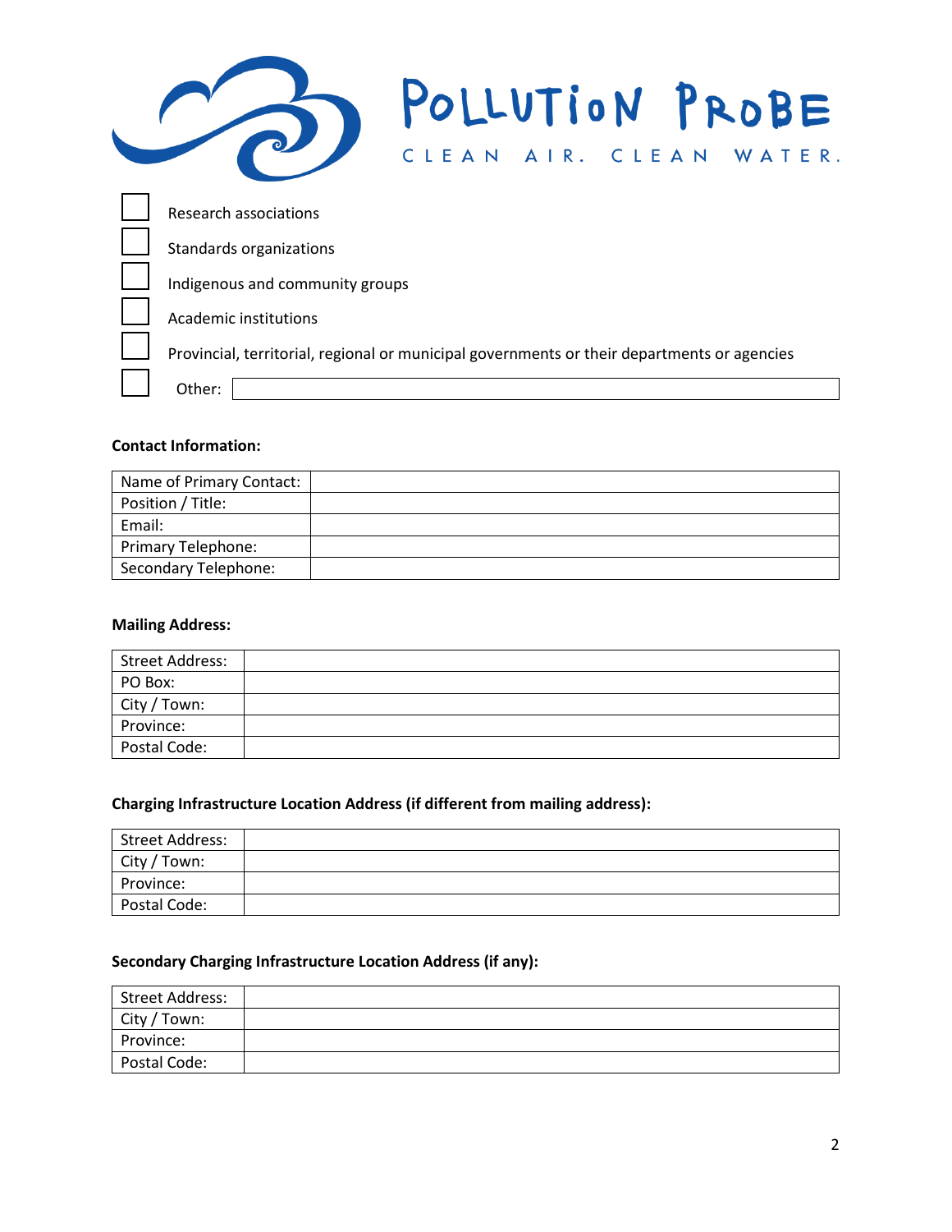- [ ] Research associations
- [ ] Standards organizations
- [ ] Indigenous and community groups
- [ ] Academic institutions
- [ ] Provincial, territorial, regional or municipal governments or their departments or agencies
- [ ] Other: ____________________

**Contact Information:**

| Name of Primary Contact: | |
|---|---|
| Position / Title: | |
| Email: | |
| Primary Telephone: | |
| Secondary Telephone: | |

**Mailing Address:**

| Street Address: | |
|---|---|
| PO Box: | |
| City / Town: | |
| Province: | |
| Postal Code: | |

**Charging Infrastructure Location Address (if different from mailing address):**

| Street Address: | |
|---|---|
| City / Town: | |
| Province: | |
| Postal Code: | |

**Secondary Charging Infrastructure Location Address (if any):**

| Street Address: | |
|---|---|
| City / Town: | |
| Province: | |
| Postal Code: | |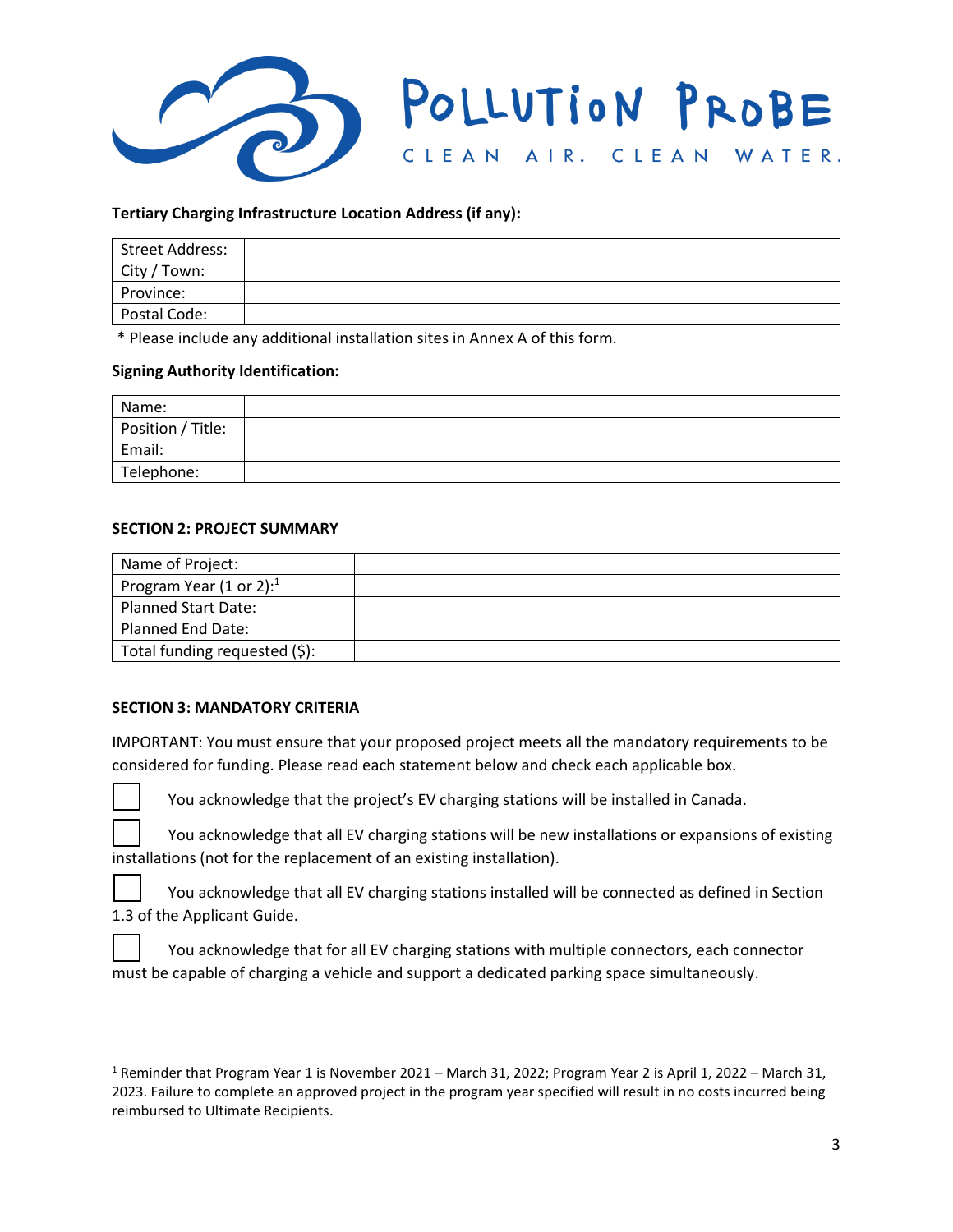**Tertiary Charging Infrastructure Location Address (if any):**

| Street Address: | |
|---|---|
| City / Town: | |
| Province: | |
| Postal Code: | |

* Please include any additional installation sites in Annex A of this form.

**Signing Authority Identification:**

| Name: | |
|---|---|
| Position / Title: | |
| Email: | |
| Telephone: | |

## SECTION 2: PROJECT SUMMARY

| Name of Project: | |
|---|---|
| Program Year (1 or 2):[1] | |
| Planned Start Date: | |
| Planned End Date: | |
| Total funding requested ($): | |

## SECTION 3: MANDATORY CRITERIA

IMPORTANT: You must ensure that your proposed project meets all the mandatory requirements to be considered for funding. Please read each statement below and check each applicable box.

- [ ] You acknowledge that the project's EV charging stations will be installed in Canada.
- [ ] You acknowledge that all EV charging stations will be new installations or expansions of existing installations (not for the replacement of an existing installation).
- [ ] You acknowledge that all EV charging stations installed will be connected as defined in Section 1.3 of the Applicant Guide.
- [ ] You acknowledge that for all EV charging stations with multiple connectors, each connector must be capable of charging a vehicle and support a dedicated parking space simultaneously.

[1] Reminder that Program Year 1 is November 2021 – March 31, 2022; Program Year 2 is April 1, 2022 – March 31, 2023. Failure to complete an approved project in the program year specified will result in no costs incurred being reimbursed to Ultimate Recipients.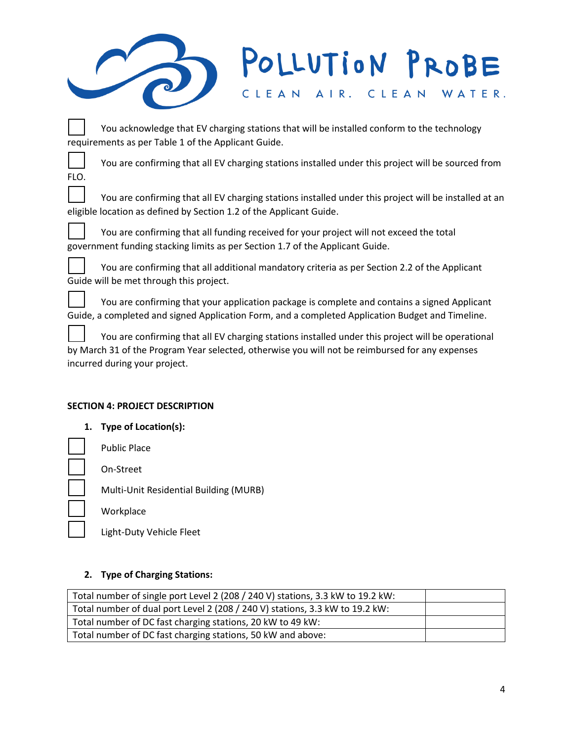- [ ] You acknowledge that EV charging stations that will be installed conform to the technology requirements as per Table 1 of the Applicant Guide.
- [ ] You are confirming that all EV charging stations installed under this project will be sourced from FLO.
- [ ] You are confirming that all EV charging stations installed under this project will be installed at an eligible location as defined by Section 1.2 of the Applicant Guide.
- [ ] You are confirming that all funding received for your project will not exceed the total government funding stacking limits as per Section 1.7 of the Applicant Guide.
- [ ] You are confirming that all additional mandatory criteria as per Section 2.2 of the Applicant Guide will be met through this project.
- [ ] You are confirming that your application package is complete and contains a signed Applicant Guide, a completed and signed Application Form, and a completed Application Budget and Timeline.
- [ ] You are confirming that all EV charging stations installed under this project will be operational by March 31 of the Program Year selected, otherwise you will not be reimbursed for any expenses incurred during your project.

**SECTION 4: PROJECT DESCRIPTION**

1. **Type of Location(s):**

- [ ] Public Place
- [ ] On-Street
- [ ] Multi-Unit Residential Building (MURB)
- [ ] Workplace
- [ ] Light-Duty Vehicle Fleet

2. **Type of Charging Stations:**

| | |
|---|---|
| Total number of single port Level 2 (208 / 240 V) stations, 3.3 kW to 19.2 kW: | |
| Total number of dual port Level 2 (208 / 240 V) stations, 3.3 kW to 19.2 kW: | |
| Total number of DC fast charging stations, 20 kW to 49 kW: | |
| Total number of DC fast charging stations, 50 kW and above: | |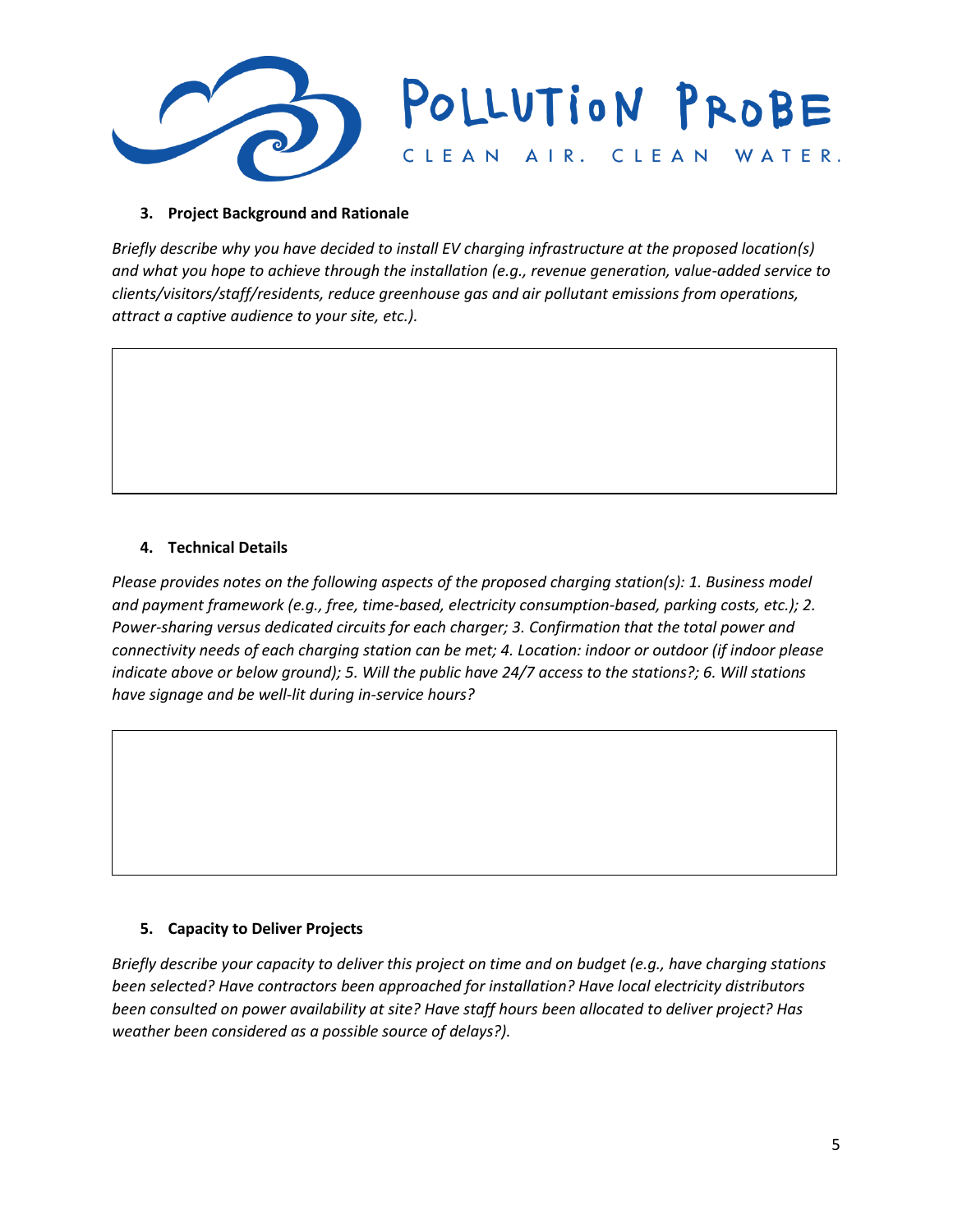### 3. Project Background and Rationale

*Briefly describe why you have decided to install EV charging infrastructure at the proposed location(s) and what you hope to achieve through the installation (e.g., revenue generation, value-added service to clients/visitors/staff/residents, reduce greenhouse gas and air pollutant emissions from operations, attract a captive audience to your site, etc.).*

### 4. Technical Details

*Please provides notes on the following aspects of the proposed charging station(s): 1. Business model and payment framework (e.g., free, time-based, electricity consumption-based, parking costs, etc.); 2. Power-sharing versus dedicated circuits for each charger; 3. Confirmation that the total power and connectivity needs of each charging station can be met; 4. Location: indoor or outdoor (if indoor please indicate above or below ground); 5. Will the public have 24/7 access to the stations?; 6. Will stations have signage and be well-lit during in-service hours?*

### 5. Capacity to Deliver Projects

*Briefly describe your capacity to deliver this project on time and on budget (e.g., have charging stations been selected? Have contractors been approached for installation? Have local electricity distributors been consulted on power availability at site? Have staff hours been allocated to deliver project? Has weather been considered as a possible source of delays?).*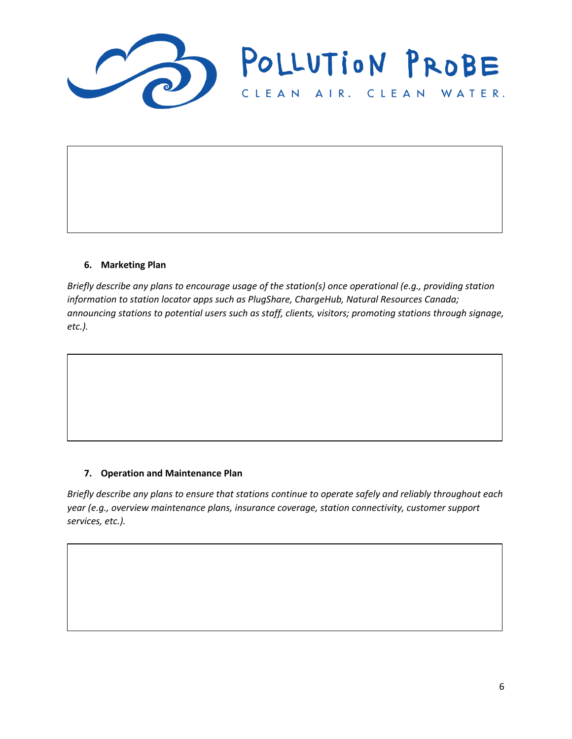### 6. Marketing Plan

*Briefly describe any plans to encourage usage of the station(s) once operational (e.g., providing station information to station locator apps such as PlugShare, ChargeHub, Natural Resources Canada; announcing stations to potential users such as staff, clients, visitors; promoting stations through signage, etc.).*

### 7. Operation and Maintenance Plan

*Briefly describe any plans to ensure that stations continue to operate safely and reliably throughout each year (e.g., overview maintenance plans, insurance coverage, station connectivity, customer support services, etc.).*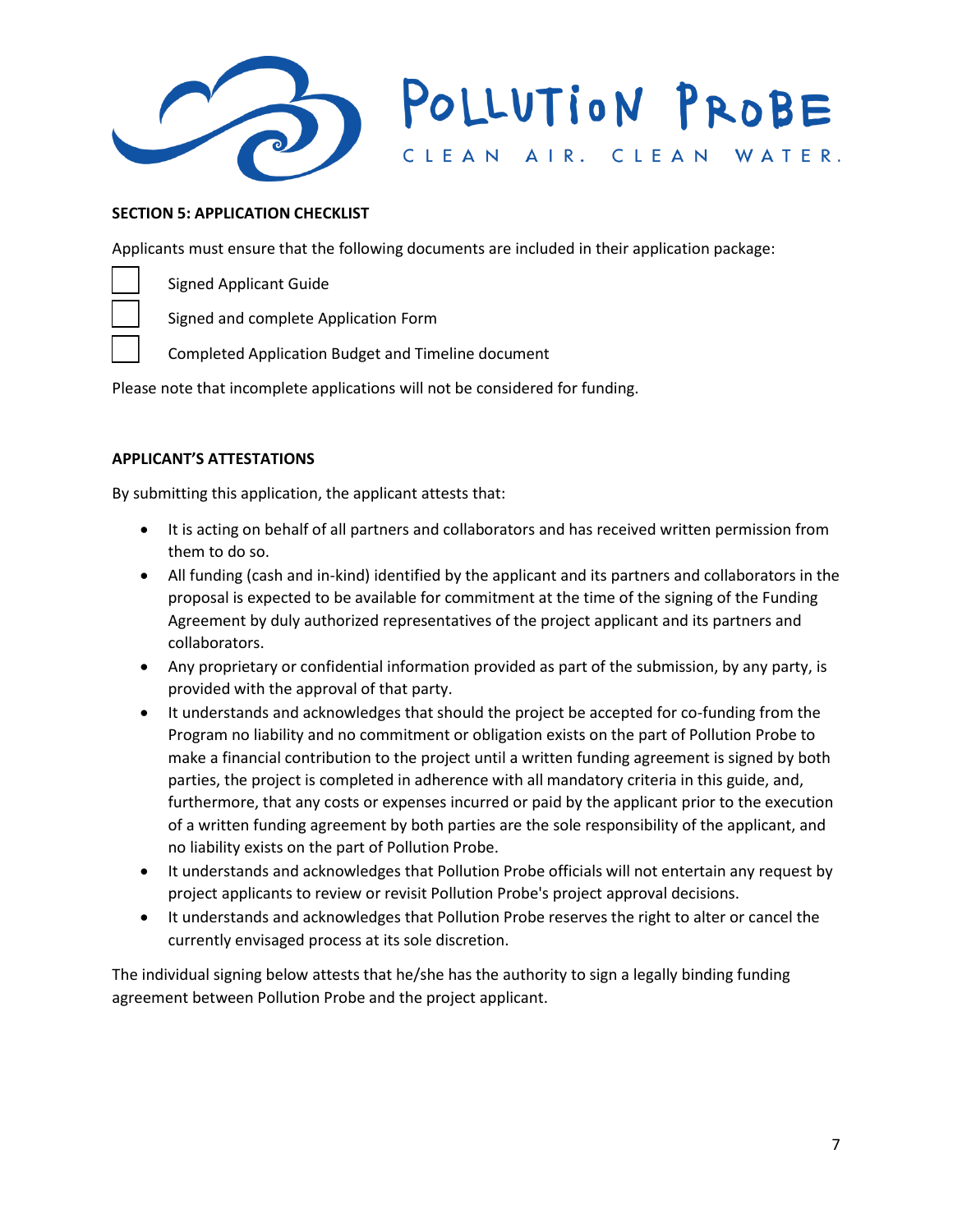## SECTION 5: APPLICATION CHECKLIST

Applicants must ensure that the following documents are included in their application package:

- [ ] Signed Applicant Guide
- [ ] Signed and complete Application Form
- [ ] Completed Application Budget and Timeline document

Please note that incomplete applications will not be considered for funding.

## APPLICANT'S ATTESTATIONS

By submitting this application, the applicant attests that:

- It is acting on behalf of all partners and collaborators and has received written permission from them to do so.
- All funding (cash and in-kind) identified by the applicant and its partners and collaborators in the proposal is expected to be available for commitment at the time of the signing of the Funding Agreement by duly authorized representatives of the project applicant and its partners and collaborators.
- Any proprietary or confidential information provided as part of the submission, by any party, is provided with the approval of that party.
- It understands and acknowledges that should the project be accepted for co-funding from the Program no liability and no commitment or obligation exists on the part of Pollution Probe to make a financial contribution to the project until a written funding agreement is signed by both parties, the project is completed in adherence with all mandatory criteria in this guide, and, furthermore, that any costs or expenses incurred or paid by the applicant prior to the execution of a written funding agreement by both parties are the sole responsibility of the applicant, and no liability exists on the part of Pollution Probe.
- It understands and acknowledges that Pollution Probe officials will not entertain any request by project applicants to review or revisit Pollution Probe's project approval decisions.
- It understands and acknowledges that Pollution Probe reserves the right to alter or cancel the currently envisaged process at its sole discretion.

The individual signing below attests that he/she has the authority to sign a legally binding funding agreement between Pollution Probe and the project applicant.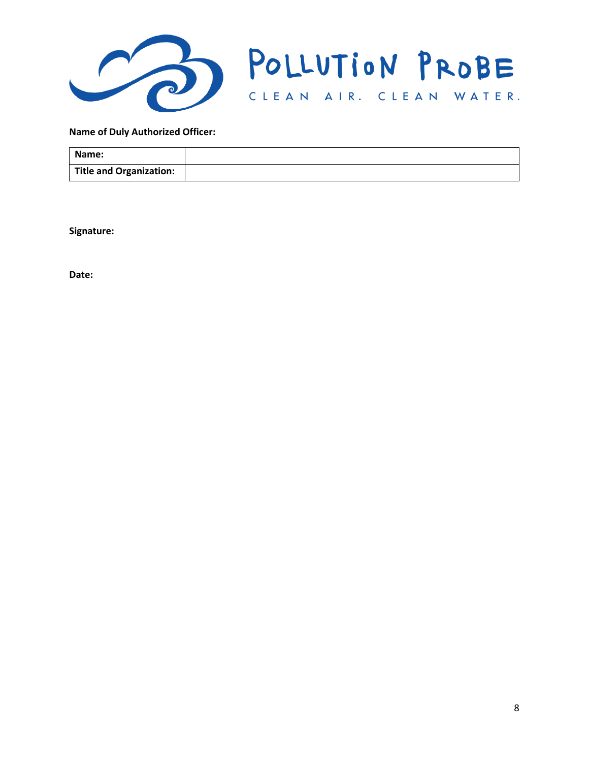**Name of Duly Authorized Officer:**

| **Name:** | |
|---|---|
| **Title and Organization:** | |

**Signature:**

**Date:**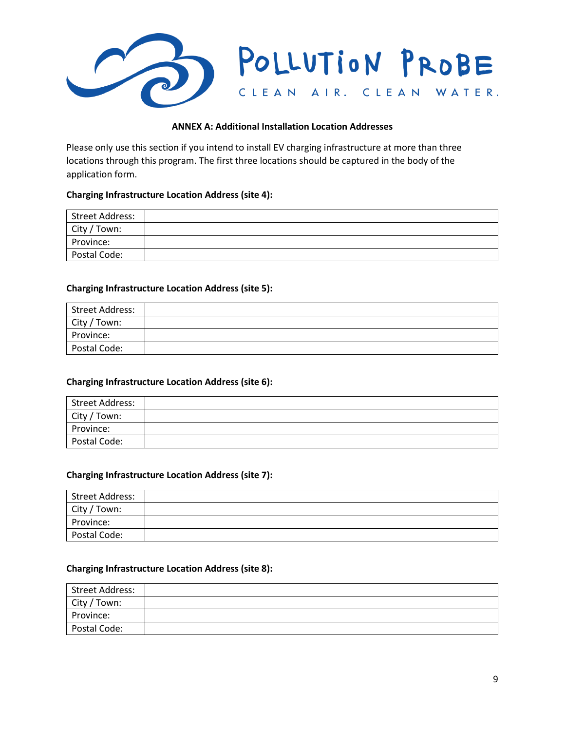POLLUTION PROBE

CLEAN AIR. CLEAN WATER.

**ANNEX A: Additional Installation Location Addresses**

Please only use this section if you intend to install EV charging infrastructure at more than three locations through this program. The first three locations should be captured in the body of the application form.

**Charging Infrastructure Location Address (site 4):**

| | |
|---|---|
| Street Address: | |
| City / Town: | |
| Province: | |
| Postal Code: | |

**Charging Infrastructure Location Address (site 5):**

| | |
|---|---|
| Street Address: | |
| City / Town: | |
| Province: | |
| Postal Code: | |

**Charging Infrastructure Location Address (site 6):**

| | |
|---|---|
| Street Address: | |
| City / Town: | |
| Province: | |
| Postal Code: | |

**Charging Infrastructure Location Address (site 7):**

| | |
|---|---|
| Street Address: | |
| City / Town: | |
| Province: | |
| Postal Code: | |

**Charging Infrastructure Location Address (site 8):**

| | |
|---|---|
| Street Address: | |
| City / Town: | |
| Province: | |
| Postal Code: | |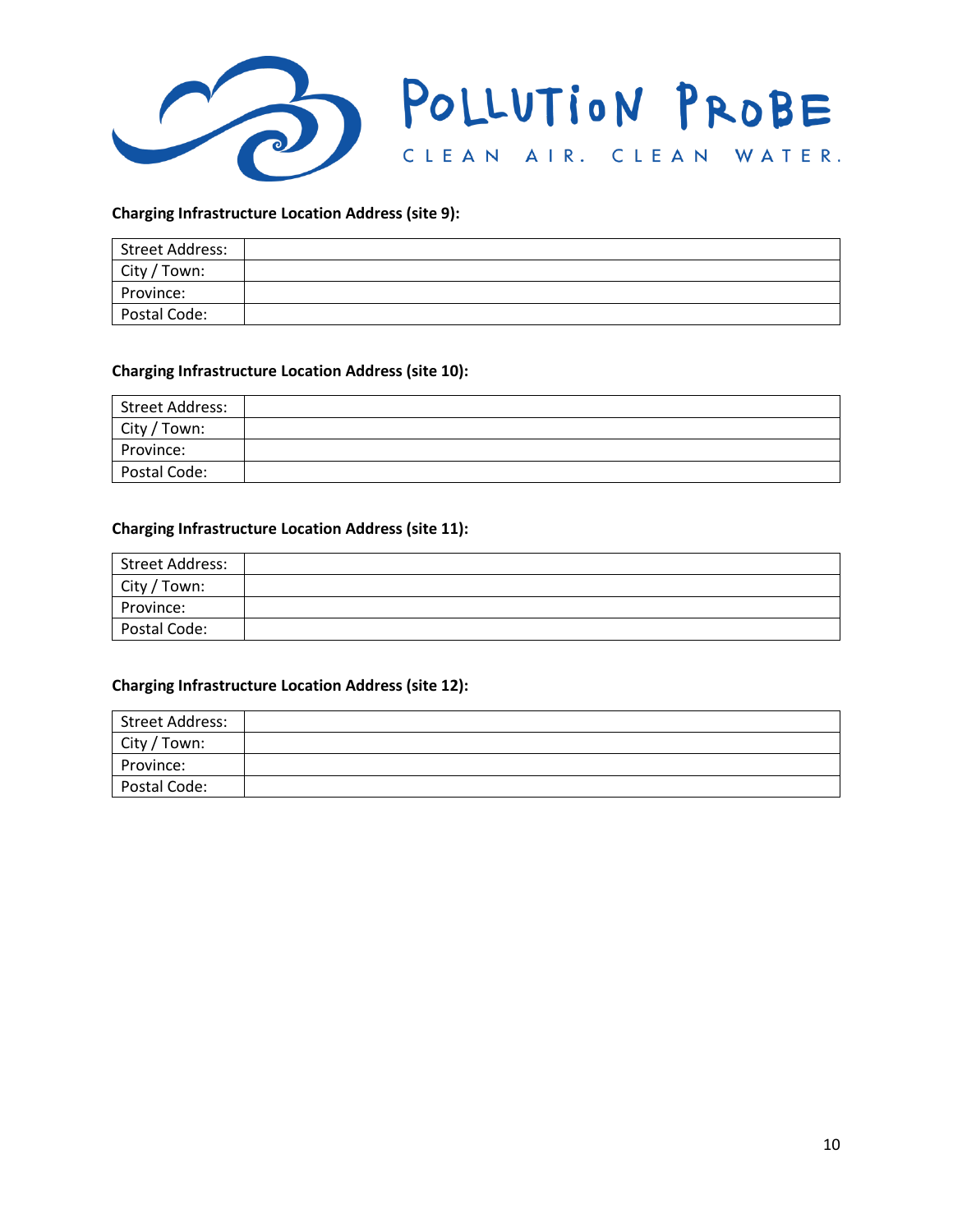**Charging Infrastructure Location Address (site 9):**

| | |
|---|---|
| Street Address: | |
| City / Town: | |
| Province: | |
| Postal Code: | |

**Charging Infrastructure Location Address (site 10):**

| | |
|---|---|
| Street Address: | |
| City / Town: | |
| Province: | |
| Postal Code: | |

**Charging Infrastructure Location Address (site 11):**

| | |
|---|---|
| Street Address: | |
| City / Town: | |
| Province: | |
| Postal Code: | |

**Charging Infrastructure Location Address (site 12):**

| | |
|---|---|
| Street Address: | |
| City / Town: | |
| Province: | |
| Postal Code: | |